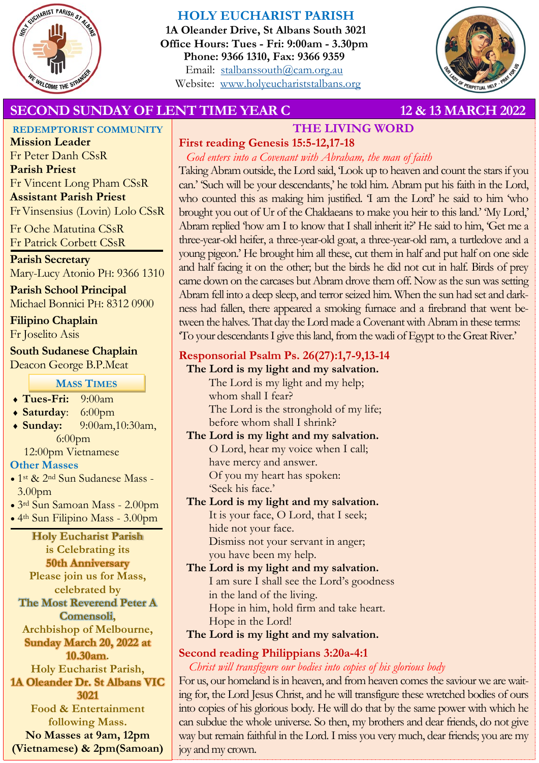# HOLY EUCHARIST PARISH

**1A Oleander Drive, St Albans South 3021**
**Office Hours: Tues - Fri: 9:00am - 3.30pm**
**Phone: 9366 1310, Fax: 9366 9359**
Email: stalbanssouth@cam.org.au
Website: www.holyeuchariststalbans.org

## SECOND SUNDAY OF LENT TIME YEAR C — 12 & 13 MARCH 2022

### REDEMPTORIST COMMUNITY

**Mission Leader**
Fr Peter Danh CSsR
**Parish Priest**
Fr Vincent Long Pham CSsR
**Assistant Parish Priest**
Fr Vinsensius (Lovin) Lolo CSsR
Fr Oche Matutina CSsR
Fr Patrick Corbett CSsR

**Parish Secretary**
Mary-Lucy Atonio PH: 9366 1310

**Parish School Principal**
Michael Bonnici PH: 8312 0900

**Filipino Chaplain**
Fr Joselito Asis

**South Sudanese Chaplain**
Deacon George B.P.Meat

### MASS TIMES

- **Tues-Fri:** 9:00am
- **Saturday**: 6:00pm
- **Sunday:** 9:00am, 10:30am, 6:00pm
  12:00pm Vietnamese

**Other Masses**

- 1st & 2nd Sun Sudanese Mass - 3.00pm
- 3rd Sun Samoan Mass - 2.00pm
- 4th Sun Filipino Mass - 3.00pm

**Holy Eucharist Parish is Celebrating its 50th Anniversary**
**Please join us for Mass, celebrated by The Most Reverend Peter A Comensoli, Archbishop of Melbourne, Sunday March 20, 2022 at 10.30am.**
**Holy Eucharist Parish, 1A Oleander Dr. St Albans VIC 3021**
**Food & Entertainment following Mass.**
**No Masses at 9am, 12pm (Vietnamese) & 2pm(Samoan)**

## THE LIVING WORD

### First reading Genesis 15:5-12,17-18

*God enters into a Covenant with Abraham, the man of faith*

Taking Abram outside, the Lord said, 'Look up to heaven and count the stars if you can.' 'Such will be your descendants,' he told him. Abram put his faith in the Lord, who counted this as making him justified. 'I am the Lord' he said to him 'who brought you out of Ur of the Chaldaeans to make you heir to this land.' 'My Lord,' Abram replied 'how am I to know that I shall inherit it?' He said to him, 'Get me a three-year-old heifer, a three-year-old goat, a three-year-old ram, a turtledove and a young pigeon.' He brought him all these, cut them in half and put half on one side and half facing it on the other; but the birds he did not cut in half. Birds of prey came down on the carcases but Abram drove them off. Now as the sun was setting Abram fell into a deep sleep, and terror seized him. When the sun had set and darkness had fallen, there appeared a smoking furnace and a firebrand that went between the halves. That day the Lord made a Covenant with Abram in these terms: 'To your descendants I give this land, from the wadi of Egypt to the Great River.'

### Responsorial Psalm Ps. 26(27):1,7-9,13-14

**The Lord is my light and my salvation.**

The Lord is my light and my help;
whom shall I fear?
The Lord is the stronghold of my life;
before whom shall I shrink?

**The Lord is my light and my salvation.**

O Lord, hear my voice when I call;
have mercy and answer.
Of you my heart has spoken:
'Seek his face.'

**The Lord is my light and my salvation.**

It is your face, O Lord, that I seek;
hide not your face.
Dismiss not your servant in anger;
you have been my help.

**The Lord is my light and my salvation.**

I am sure I shall see the Lord's goodness
in the land of the living.
Hope in him, hold firm and take heart.
Hope in the Lord!

**The Lord is my light and my salvation.**

### Second reading Philippians 3:20a-4:1

*Christ will transfigure our bodies into copies of his glorious body*

For us, our homeland is in heaven, and from heaven comes the saviour we are waiting for, the Lord Jesus Christ, and he will transfigure these wretched bodies of ours into copies of his glorious body. He will do that by the same power with which he can subdue the whole universe. So then, my brothers and dear friends, do not give way but remain faithful in the Lord. I miss you very much, dear friends; you are my joy and my crown.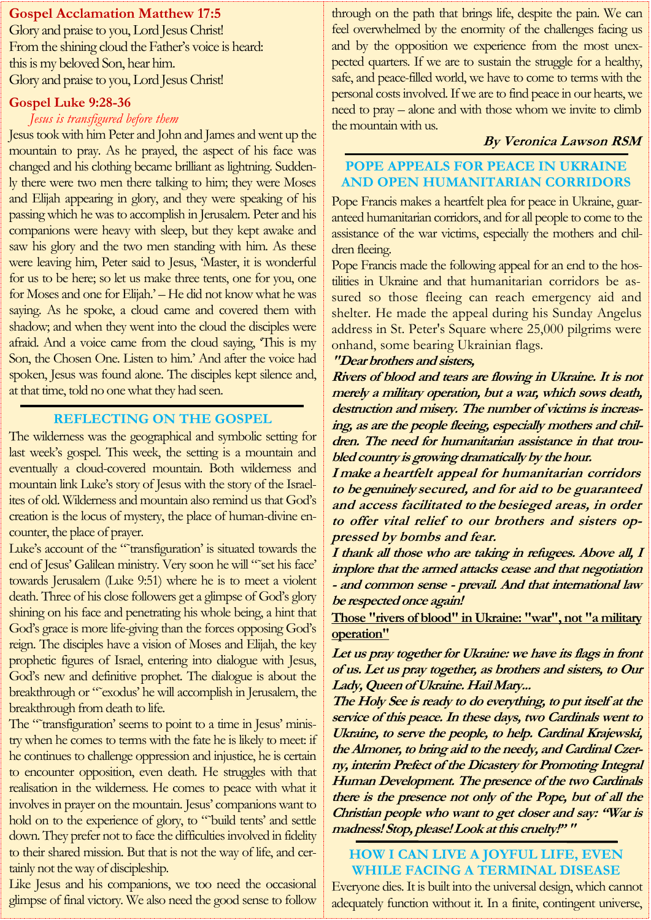**Gospel Acclamation Matthew 17:5**

Glory and praise to you, Lord Jesus Christ!
From the shining cloud the Father's voice is heard:
this is my beloved Son, hear him.
Glory and praise to you, Lord Jesus Christ!

**Gospel Luke 9:28-36**

*Jesus is transfigured before them*

Jesus took with him Peter and John and James and went up the mountain to pray. As he prayed, the aspect of his face was changed and his clothing became brilliant as lightning. Suddenly there were two men there talking to him; they were Moses and Elijah appearing in glory, and they were speaking of his passing which he was to accomplish in Jerusalem. Peter and his companions were heavy with sleep, but they kept awake and saw his glory and the two men standing with him. As these were leaving him, Peter said to Jesus, 'Master, it is wonderful for us to be here; so let us make three tents, one for you, one for Moses and one for Elijah.' – He did not know what he was saying. As he spoke, a cloud came and covered them with shadow; and when they went into the cloud the disciples were afraid. And a voice came from the cloud saying, 'This is my Son, the Chosen One. Listen to him.' And after the voice had spoken, Jesus was found alone. The disciples kept silence and, at that time, told no one what they had seen.

## REFLECTING ON THE GOSPEL

The wilderness was the geographical and symbolic setting for last week's gospel. This week, the setting is a mountain and eventually a cloud-covered mountain. Both wilderness and mountain link Luke's story of Jesus with the story of the Israelites of old. Wilderness and mountain also remind us that God's creation is the locus of mystery, the place of human-divine encounter, the place of prayer.

Luke's account of the "transfiguration' is situated towards the end of Jesus' Galilean ministry. Very soon he will "set his face' towards Jerusalem (Luke 9:51) where he is to meet a violent death. Three of his close followers get a glimpse of God's glory shining on his face and penetrating his whole being, a hint that God's grace is more life-giving than the forces opposing God's reign. The disciples have a vision of Moses and Elijah, the key prophetic figures of Israel, entering into dialogue with Jesus, God's new and definitive prophet. The dialogue is about the breakthrough or "exodus' he will accomplish in Jerusalem, the breakthrough from death to life.

The "transfiguration' seems to point to a time in Jesus' ministry when he comes to terms with the fate he is likely to meet: if he continues to challenge oppression and injustice, he is certain to encounter opposition, even death. He struggles with that realisation in the wilderness. He comes to peace with what it involves in prayer on the mountain. Jesus' companions want to hold on to the experience of glory, to "build tents' and settle down. They prefer not to face the difficulties involved in fidelity to their shared mission. But that is not the way of life, and certainly not the way of discipleship.

Like Jesus and his companions, we too need the occasional glimpse of final victory. We also need the good sense to follow through on the path that brings life, despite the pain. We can feel overwhelmed by the enormity of the challenges facing us and by the opposition we experience from the most unexpected quarters. If we are to sustain the struggle for a healthy, safe, and peace-filled world, we have to come to terms with the personal costs involved. If we are to find peace in our hearts, we need to pray – alone and with those whom we invite to climb the mountain with us.

***By Veronica Lawson RSM***

## POPE APPEALS FOR PEACE IN UKRAINE AND OPEN HUMANITARIAN CORRIDORS

Pope Francis makes a heartfelt plea for peace in Ukraine, guaranteed humanitarian corridors, and for all people to come to the assistance of the war victims, especially the mothers and children fleeing.

Pope Francis made the following appeal for an end to the hostilities in Ukraine and that humanitarian corridors be assured so those fleeing can reach emergency aid and shelter. He made the appeal during his Sunday Angelus address in St. Peter's Square where 25,000 pilgrims were onhand, some bearing Ukrainian flags.

***"Dear brothers and sisters,***

***Rivers of blood and tears are flowing in Ukraine. It is not merely a military operation, but a war, which sows death, destruction and misery. The number of victims is increasing, as are the people fleeing, especially mothers and children. The need for humanitarian assistance in that troubled country is growing dramatically by the hour.***

***I make a heartfelt appeal for humanitarian corridors to be genuinely secured, and for aid to be guaranteed and access facilitated to the besieged areas, in order to offer vital relief to our brothers and sisters oppressed by bombs and fear.***

***I thank all those who are taking in refugees. Above all, I implore that the armed attacks cease and that negotiation - and common sense - prevail. And that international law be respected once again!***

**<u>Those "rivers of blood" in Ukraine: "war", not "a military operation"</u>**

***Let us pray together for Ukraine: we have its flags in front of us. Let us pray together, as brothers and sisters, to Our Lady, Queen of Ukraine. Hail Mary...***

***The Holy See is ready to do everything, to put itself at the service of this peace. In these days, two Cardinals went to Ukraine, to serve the people, to help. Cardinal Krajewski, the Almoner, to bring aid to the needy, and Cardinal Czerny, interim Prefect of the Dicastery for Promoting Integral Human Development. The presence of the two Cardinals there is the presence not only of the Pope, but of all the Christian people who want to get closer and say: "War is madness! Stop, please! Look at this cruelty!" "***

## HOW I CAN LIVE A JOYFUL LIFE, EVEN WHILE FACING A TERMINAL DISEASE

Everyone dies. It is built into the universal design, which cannot adequately function without it. In a finite, contingent universe,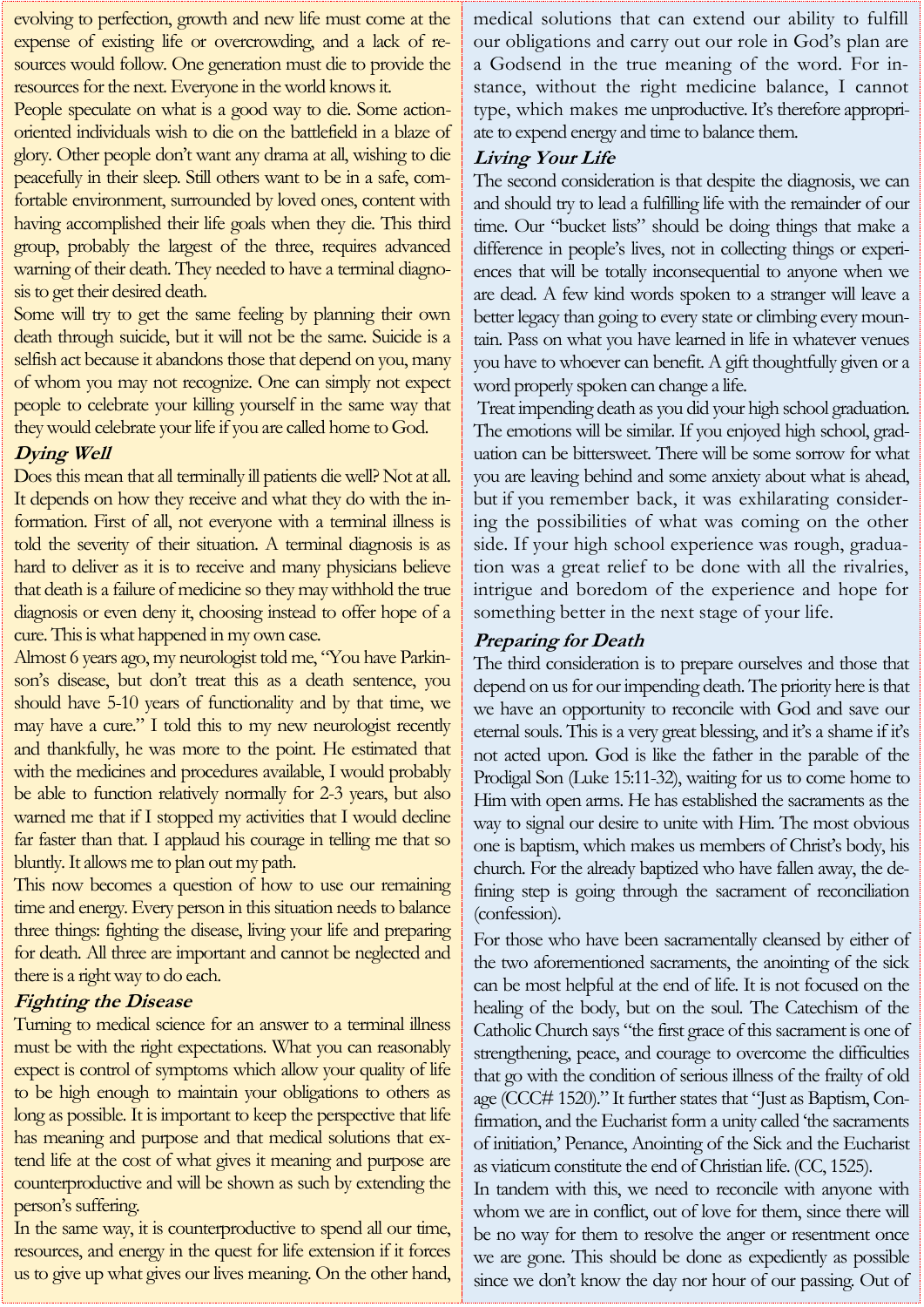evolving to perfection, growth and new life must come at the expense of existing life or overcrowding, and a lack of resources would follow. One generation must die to provide the resources for the next. Everyone in the world knows it.

People speculate on what is a good way to die. Some action-oriented individuals wish to die on the battlefield in a blaze of glory. Other people don't want any drama at all, wishing to die peacefully in their sleep. Still others want to be in a safe, comfortable environment, surrounded by loved ones, content with having accomplished their life goals when they die. This third group, probably the largest of the three, requires advanced warning of their death. They needed to have a terminal diagnosis to get their desired death.

Some will try to get the same feeling by planning their own death through suicide, but it will not be the same. Suicide is a selfish act because it abandons those that depend on you, many of whom you may not recognize. One can simply not expect people to celebrate your killing yourself in the same way that they would celebrate your life if you are called home to God.

### *Dying Well*

Does this mean that all terminally ill patients die well? Not at all. It depends on how they receive and what they do with the information. First of all, not everyone with a terminal illness is told the severity of their situation. A terminal diagnosis is as hard to deliver as it is to receive and many physicians believe that death is a failure of medicine so they may withhold the true diagnosis or even deny it, choosing instead to offer hope of a cure. This is what happened in my own case.

Almost 6 years ago, my neurologist told me, "You have Parkinson's disease, but don't treat this as a death sentence, you should have 5-10 years of functionality and by that time, we may have a cure." I told this to my new neurologist recently and thankfully, he was more to the point. He estimated that with the medicines and procedures available, I would probably be able to function relatively normally for 2-3 years, but also warned me that if I stopped my activities that I would decline far faster than that. I applaud his courage in telling me that so bluntly. It allows me to plan out my path.

This now becomes a question of how to use our remaining time and energy. Every person in this situation needs to balance three things: fighting the disease, living your life and preparing for death. All three are important and cannot be neglected and there is a right way to do each.

### *Fighting the Disease*

Turning to medical science for an answer to a terminal illness must be with the right expectations. What you can reasonably expect is control of symptoms which allow your quality of life to be high enough to maintain your obligations to others as long as possible. It is important to keep the perspective that life has meaning and purpose and that medical solutions that extend life at the cost of what gives it meaning and purpose are counterproductive and will be shown as such by extending the person's suffering.

In the same way, it is counterproductive to spend all our time, resources, and energy in the quest for life extension if it forces us to give up what gives our lives meaning. On the other hand, medical solutions that can extend our ability to fulfill our obligations and carry out our role in God's plan are a Godsend in the true meaning of the word. For instance, without the right medicine balance, I cannot type, which makes me unproductive. It's therefore appropriate to expend energy and time to balance them.

### *Living Your Life*

The second consideration is that despite the diagnosis, we can and should try to lead a fulfilling life with the remainder of our time. Our "bucket lists" should be doing things that make a difference in people's lives, not in collecting things or experiences that will be totally inconsequential to anyone when we are dead. A few kind words spoken to a stranger will leave a better legacy than going to every state or climbing every mountain. Pass on what you have learned in life in whatever venues you have to whoever can benefit. A gift thoughtfully given or a word properly spoken can change a life.

Treat impending death as you did your high school graduation. The emotions will be similar. If you enjoyed high school, graduation can be bittersweet. There will be some sorrow for what you are leaving behind and some anxiety about what is ahead, but if you remember back, it was exhilarating considering the possibilities of what was coming on the other side. If your high school experience was rough, graduation was a great relief to be done with all the rivalries, intrigue and boredom of the experience and hope for something better in the next stage of your life.

### *Preparing for Death*

The third consideration is to prepare ourselves and those that depend on us for our impending death. The priority here is that we have an opportunity to reconcile with God and save our eternal souls. This is a very great blessing, and it's a shame if it's not acted upon. God is like the father in the parable of the Prodigal Son (Luke 15:11-32), waiting for us to come home to Him with open arms. He has established the sacraments as the way to signal our desire to unite with Him. The most obvious one is baptism, which makes us members of Christ's body, his church. For the already baptized who have fallen away, the defining step is going through the sacrament of reconciliation (confession).

For those who have been sacramentally cleansed by either of the two aforementioned sacraments, the anointing of the sick can be most helpful at the end of life. It is not focused on the healing of the body, but on the soul. The Catechism of the Catholic Church says "the first grace of this sacrament is one of strengthening, peace, and courage to overcome the difficulties that go with the condition of serious illness of the frailty of old age (CCC# 1520)." It further states that "Just as Baptism, Confirmation, and the Eucharist form a unity called 'the sacraments of initiation,' Penance, Anointing of the Sick and the Eucharist as viaticum constitute the end of Christian life. (CC, 1525).

In tandem with this, we need to reconcile with anyone with whom we are in conflict, out of love for them, since there will be no way for them to resolve the anger or resentment once we are gone. This should be done as expediently as possible since we don't know the day nor hour of our passing. Out of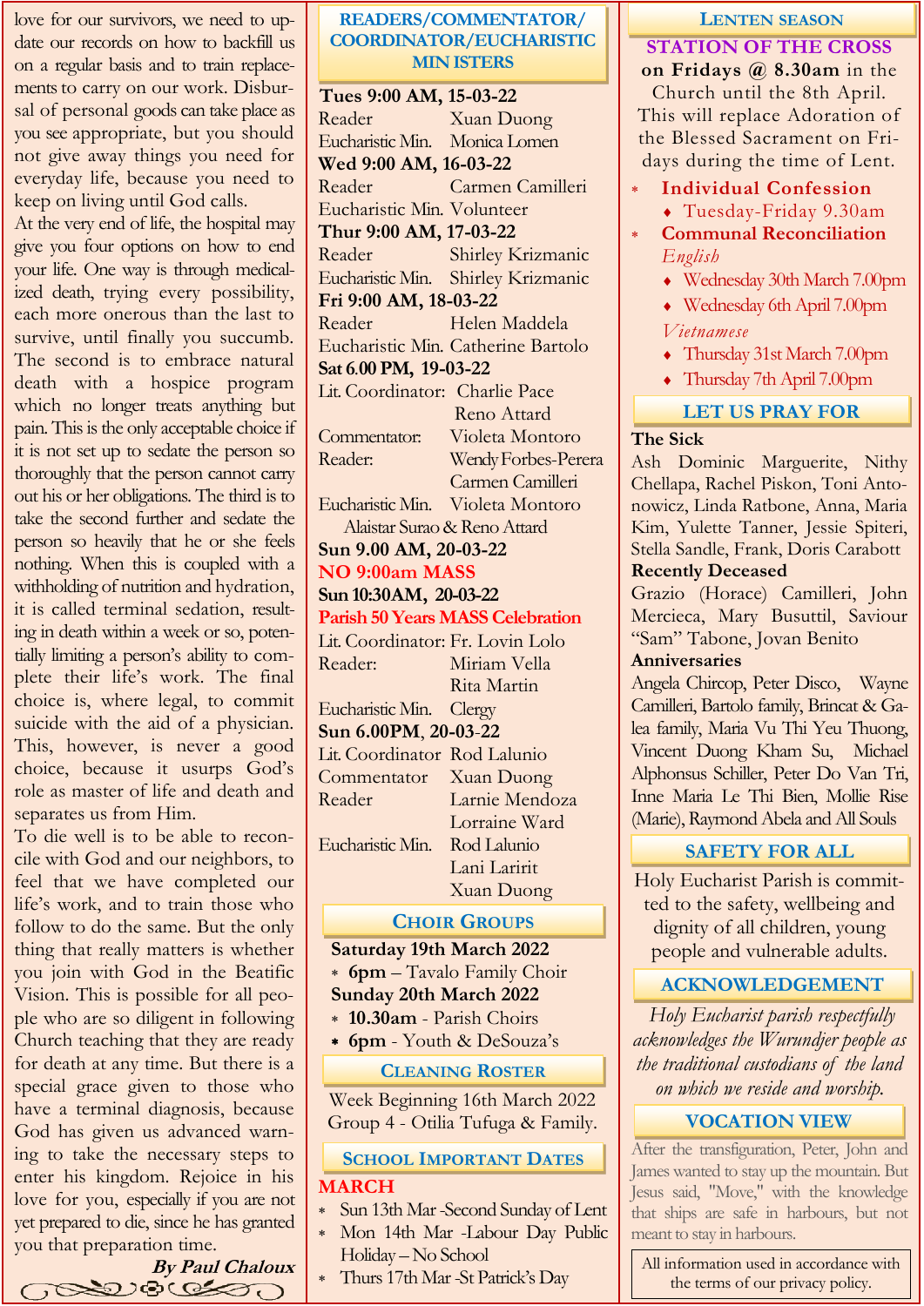love for our survivors, we need to update our records on how to backfill us on a regular basis and to train replacements to carry on our work. Disbursal of personal goods can take place as you see appropriate, but you should not give away things you need for everyday life, because you need to keep on living until God calls.

At the very end of life, the hospital may give you four options on how to end your life. One way is through medicalized death, trying every possibility, each more onerous than the last to survive, until finally you succumb. The second is to embrace natural death with a hospice program which no longer treats anything but pain. This is the only acceptable choice if it is not set up to sedate the person so thoroughly that the person cannot carry out his or her obligations. The third is to take the second further and sedate the person so heavily that he or she feels nothing. When this is coupled with a withholding of nutrition and hydration, it is called terminal sedation, resulting in death within a week or so, potentially limiting a person's ability to complete their life's work. The final choice is, where legal, to commit suicide with the aid of a physician. This, however, is never a good choice, because it usurps God's role as master of life and death and separates us from Him.

To die well is to be able to reconcile with God and our neighbors, to feel that we have completed our life's work, and to train those who follow to do the same. But the only thing that really matters is whether you join with God in the Beatific Vision. This is possible for all people who are so diligent in following Church teaching that they are ready for death at any time. But there is a special grace given to those who have a terminal diagnosis, because God has given us advanced warning to take the necessary steps to enter his kingdom. Rejoice in his love for you, especially if you are not yet prepared to die, since he has granted you that preparation time.

***By Paul Chaloux***

## READERS/COMMENTATOR/COORDINATOR/EUCHARISTIC MINISTERS

**Tues 9:00 AM, 15-03-22**
Reader — Xuan Duong
Eucharistic Min. — Monica Lomen

**Wed 9:00 AM, 16-03-22**
Reader — Carmen Camilleri
Eucharistic Min. — Volunteer

**Thur 9:00 AM, 17-03-22**
Reader — Shirley Krizmanic
Eucharistic Min. — Shirley Krizmanic

**Fri 9:00 AM, 18-03-22**
Reader — Helen Maddela
Eucharistic Min. — Catherine Bartolo

**Sat 6.00 PM, 19-03-22**
Lit. Coordinator: — Charlie Pace, Reno Attard
Commentator: — Violeta Montoro
Reader: — Wendy Forbes-Perera, Carmen Camilleri
Eucharistic Min. — Violeta Montoro, Alaistar Surao & Reno Attard

**Sun 9.00 AM, 20-03-22**
**NO 9:00am MASS**

**Sun 10:30AM, 20-03-22**
**Parish 50 Years MASS Celebration**
Lit. Coordinator: — Fr. Lovin Lolo
Reader: — Miriam Vella, Rita Martin
Eucharistic Min. — Clergy

**Sun 6.00PM, 20-03-22**
Lit. Coordinator — Rod Lalunio
Commentator — Xuan Duong
Reader — Larnie Mendoza, Lorraine Ward
Eucharistic Min. — Rod Lalunio, Lani Laririt, Xuan Duong

## CHOIR GROUPS

**Saturday 19th March 2022**
* **6pm** – Tavalo Family Choir

**Sunday 20th March 2022**
* **10.30am** - Parish Choirs
* **6pm** - Youth & DeSouza's

## CLEANING ROSTER

Week Beginning 16th March 2022
Group 4 - Otilia Tufuga & Family.

## SCHOOL IMPORTANT DATES

**MARCH**
* Sun 13th Mar -Second Sunday of Lent
* Mon 14th Mar -Labour Day Public Holiday – No School
* Thurs 17th Mar -St Patrick's Day

## LENTEN SEASON

**STATION OF THE CROSS**

**on Fridays @ 8.30am** in the Church until the 8th April. This will replace Adoration of the Blessed Sacrament on Fridays during the time of Lent.

* **Individual Confession**
  * Tuesday-Friday 9.30am
* **Communal Reconciliation**
  *English*
  * Wednesday 30th March 7.00pm
  * Wednesday 6th April 7.00pm

  *Vietnamese*
  * Thursday 31st March 7.00pm
  * Thursday 7th April 7.00pm

## LET US PRAY FOR

**The Sick**
Ash Dominic Marguerite, Nithy Chellapa, Rachel Piskon, Toni Antonowicz, Linda Ratbone, Anna, Maria Kim, Yulette Tanner, Jessie Spiteri, Stella Sandle, Frank, Doris Carabott

**Recently Deceased**
Grazio (Horace) Camilleri, John Mercieca, Mary Busuttil, Saviour "Sam" Tabone, Jovan Benito

**Anniversaries**
Angela Chircop, Peter Disco, Wayne Camilleri, Bartolo family, Brincat & Galea family, Maria Vu Thi Yeu Thuong, Vincent Duong Kham Su, Michael Alphonsus Schiller, Peter Do Van Tri, Inne Maria Le Thi Bien, Mollie Rise (Marie), Raymond Abela and All Souls

## SAFETY FOR ALL

Holy Eucharist Parish is committed to the safety, wellbeing and dignity of all children, young people and vulnerable adults.

## ACKNOWLEDGEMENT

*Holy Eucharist parish respectfully acknowledges the Wurundjer people as the traditional custodians of the land on which we reside and worship.*

## VOCATION VIEW

After the transfiguration, Peter, John and James wanted to stay up the mountain. But Jesus said, "Move," with the knowledge that ships are safe in harbours, but not meant to stay in harbours.

All information used in accordance with the terms of our privacy policy.